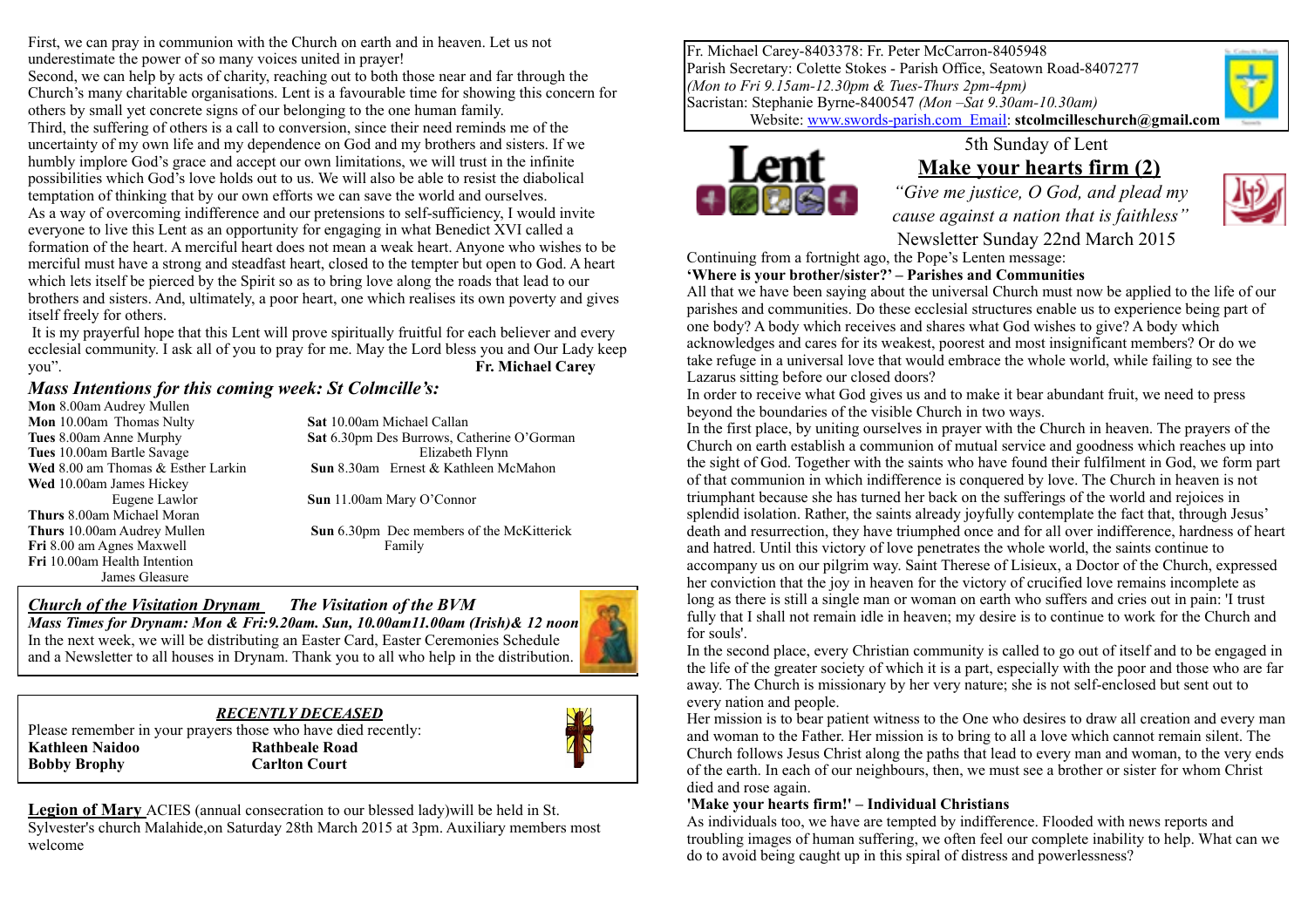First, we can pray in communion with the Church on earth and in heaven. Let us not underestimate the power of so many voices united in prayer!

Second, we can help by acts of charity, reaching out to both those near and far through the Church's many charitable organisations. Lent is a favourable time for showing this concern for others by small yet concrete signs of our belonging to the one human family.

Third, the suffering of others is a call to conversion, since their need reminds me of the uncertainty of my own life and my dependence on God and my brothers and sisters. If we humbly implore God's grace and accept our own limitations, we will trust in the infinite possibilities which God's love holds out to us. We will also be able to resist the diabolical temptation of thinking that by our own efforts we can save the world and ourselves.

As a way of overcoming indifference and our pretensions to self-sufficiency, I would invite everyone to live this Lent as an opportunity for engaging in what Benedict XVI called a formation of the heart. A merciful heart does not mean a weak heart. Anyone who wishes to be merciful must have a strong and steadfast heart, closed to the tempter but open to God. A heart which lets itself be pierced by the Spirit so as to bring love along the roads that lead to our brothers and sisters. And, ultimately, a poor heart, one which realises its own poverty and gives itself freely for others.

It is my prayerful hope that this Lent will prove spiritually fruitful for each believer and every ecclesial community. I ask all of you to pray for me. May the Lord bless you and Our Lady keep you". **Fr. Michael Carey**

## *Mass Intentions for this coming week: St Colmcille's:*

**Mon** 8.00am Audrey Mullen
**Mon** 10.00am Thomas Nulty
**Tues** 8.00am Anne Murphy
**Tues** 10.00am Bartle Savage
**Wed** 8.00 am Thomas & Esther Larkin
**Wed** 10.00am James Hickey
Eugene Lawlor
**Thurs** 8.00am Michael Moran
**Thurs** 10.00am Audrey Mullen
**Fri** 8.00 am Agnes Maxwell
**Fri** 10.00am Health Intention
James Gleasure
**Sat** 10.00am Michael Callan
**Sat** 6.30pm Des Burrows, Catherine O'Gorman
Elizabeth Flynn
**Sun** 8.30am Ernest & Kathleen McMahon
**Sun** 11.00am Mary O'Connor
**Sun** 6.30pm Dec members of the McKitterick Family

## *Church of the Visitation Drynam* *The Visitation of the BVM*

***Mass Times for Drynam: Mon & Fri:9.20am. Sun, 10.00am11.00am (Irish)& 12 noon***

In the next week, we will be distributing an Easter Card, Easter Ceremonies Schedule and a Newsletter to all houses in Drynam. Thank you to all who help in the distribution.

## *RECENTLY DECEASED*

Please remember in your prayers those who have died recently:

**Kathleen Naidoo** **Rathbeale Road**
**Bobby Brophy** **Carlton Court**

**Legion of Mary** ACIES (annual consecration to our blessed lady)will be held in St. Sylvester's church Malahide,on Saturday 28th March 2015 at 3pm. Auxiliary members most welcome

Fr. Michael Carey-8403378: Fr. Peter McCarron-8405948
Parish Secretary: Colette Stokes - Parish Office, Seatown Road-8407277
*(Mon to Fri 9.15am-12.30pm & Tues-Thurs 2pm-4pm)*
Sacristan: Stephanie Byrne-8400547 *(Mon –Sat 9.30am-10.30am)*
Website: www.swords-parish.com Email: **stcolmcilleschurch@gmail.com**

5th Sunday of Lent

# Make your hearts firm (2)

*"Give me justice, O God, and plead my cause against a nation that is faithless"*

Newsletter Sunday 22nd March 2015

Continuing from a fortnight ago, the Pope's Lenten message:

**'Where is your brother/sister?' – Parishes and Communities**

All that we have been saying about the universal Church must now be applied to the life of our parishes and communities. Do these ecclesial structures enable us to experience being part of one body? A body which receives and shares what God wishes to give? A body which acknowledges and cares for its weakest, poorest and most insignificant members? Or do we take refuge in a universal love that would embrace the whole world, while failing to see the Lazarus sitting before our closed doors?

In order to receive what God gives us and to make it bear abundant fruit, we need to press beyond the boundaries of the visible Church in two ways.

In the first place, by uniting ourselves in prayer with the Church in heaven. The prayers of the Church on earth establish a communion of mutual service and goodness which reaches up into the sight of God. Together with the saints who have found their fulfilment in God, we form part of that communion in which indifference is conquered by love. The Church in heaven is not triumphant because she has turned her back on the sufferings of the world and rejoices in splendid isolation. Rather, the saints already joyfully contemplate the fact that, through Jesus' death and resurrection, they have triumphed once and for all over indifference, hardness of heart and hatred. Until this victory of love penetrates the whole world, the saints continue to accompany us on our pilgrim way. Saint Therese of Lisieux, a Doctor of the Church, expressed her conviction that the joy in heaven for the victory of crucified love remains incomplete as long as there is still a single man or woman on earth who suffers and cries out in pain: 'I trust fully that I shall not remain idle in heaven; my desire is to continue to work for the Church and for souls'.

In the second place, every Christian community is called to go out of itself and to be engaged in the life of the greater society of which it is a part, especially with the poor and those who are far away. The Church is missionary by her very nature; she is not self-enclosed but sent out to every nation and people.

Her mission is to bear patient witness to the One who desires to draw all creation and every man and woman to the Father. Her mission is to bring to all a love which cannot remain silent. The Church follows Jesus Christ along the paths that lead to every man and woman, to the very ends of the earth. In each of our neighbours, then, we must see a brother or sister for whom Christ died and rose again.

**'Make your hearts firm!' – Individual Christians**

As individuals too, we have are tempted by indifference. Flooded with news reports and troubling images of human suffering, we often feel our complete inability to help. What can we do to avoid being caught up in this spiral of distress and powerlessness?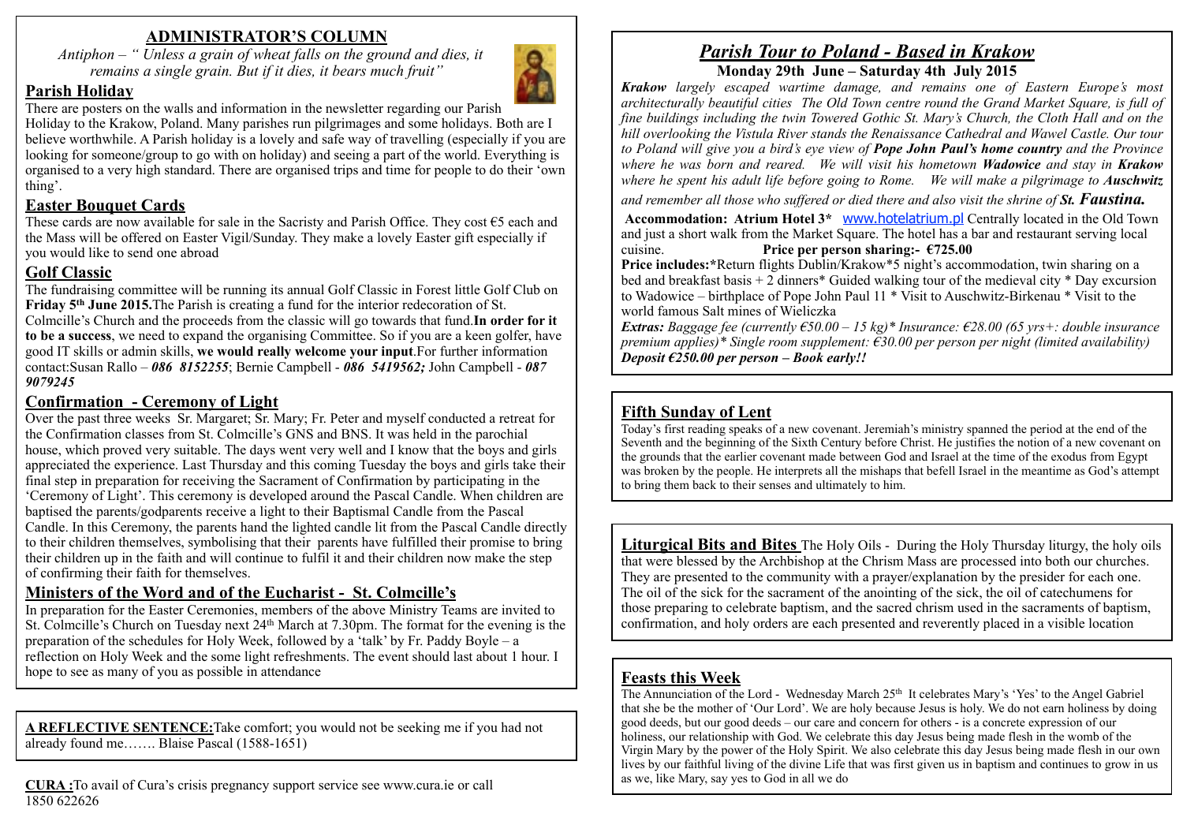## ADMINISTRATOR'S COLUMN

*Antiphon – " Unless a grain of wheat falls on the ground and dies, it remains a single grain. But if it dies, it bears much fruit"*

### Parish Holiday

There are posters on the walls and information in the newsletter regarding our Parish Holiday to the Krakow, Poland. Many parishes run pilgrimages and some holidays. Both are I believe worthwhile. A Parish holiday is a lovely and safe way of travelling (especially if you are looking for someone/group to go with on holiday) and seeing a part of the world. Everything is organised to a very high standard. There are organised trips and time for people to do their 'own thing'.

### Easter Bouquet Cards

These cards are now available for sale in the Sacristy and Parish Office. They cost €5 each and the Mass will be offered on Easter Vigil/Sunday. They make a lovely Easter gift especially if you would like to send one abroad

### Golf Classic

The fundraising committee will be running its annual Golf Classic in Forest little Golf Club on **Friday 5th June 2015.** The Parish is creating a fund for the interior redecoration of St. Colmcille's Church and the proceeds from the classic will go towards that fund. **In order for it to be a success**, we need to expand the organising Committee. So if you are a keen golfer, have good IT skills or admin skills, **we would really welcome your input**. For further information contact: Susan Rallo – ***086 8152255***; Bernie Campbell - ***086 5419562;*** John Campbell - ***087 9079245***

### Confirmation - Ceremony of Light

Over the past three weeks Sr. Margaret; Sr. Mary; Fr. Peter and myself conducted a retreat for the Confirmation classes from St. Colmcille's GNS and BNS. It was held in the parochial house, which proved very suitable. The days went very well and I know that the boys and girls appreciated the experience. Last Thursday and this coming Tuesday the boys and girls take their final step in preparation for receiving the Sacrament of Confirmation by participating in the 'Ceremony of Light'. This ceremony is developed around the Pascal Candle. When children are baptised the parents/godparents receive a light to their Baptismal Candle from the Pascal Candle. In this Ceremony, the parents hand the lighted candle lit from the Pascal Candle directly to their children themselves, symbolising that their parents have fulfilled their promise to bring their children up in the faith and will continue to fulfil it and their children now make the step of confirming their faith for themselves.

### Ministers of the Word and of the Eucharist - St. Colmcille's

In preparation for the Easter Ceremonies, members of the above Ministry Teams are invited to St. Colmcille's Church on Tuesday next 24th March at 7.30pm. The format for the evening is the preparation of the schedules for Holy Week, followed by a 'talk' by Fr. Paddy Boyle – a reflection on Holy Week and the some light refreshments. The event should last about 1 hour. I hope to see as many of you as possible in attendance

**A REFLECTIVE SENTENCE:** Take comfort; you would not be seeking me if you had not already found me……. Blaise Pascal (1588-1651)

**CURA :** To avail of Cura's crisis pregnancy support service see www.cura.ie or call 1850 622626

## *Parish Tour to Poland - Based in Krakow*

**Monday 29th June – Saturday 4th July 2015**

***Krakow*** *largely escaped wartime damage, and remains one of Eastern Europe's most architecturally beautiful cities The Old Town centre round the Grand Market Square, is full of fine buildings including the twin Towered Gothic St. Mary's Church, the Cloth Hall and on the hill overlooking the Vistula River stands the Renaissance Cathedral and Wawel Castle. Our tour to Poland will give you a bird's eye view of* ***Pope John Paul's home country*** *and the Province where he was born and reared. We will visit his hometown* ***Wadowice*** *and stay in* ***Krakow*** *where he spent his adult life before going to Rome. We will make a pilgrimage to* ***Auschwitz*** *and remember all those who suffered or died there and also visit the shrine of* ***St. Faustina.***

**Accommodation: Atrium Hotel 3\*** www.hotelatrium.pl Centrally located in the Old Town and just a short walk from the Market Square. The hotel has a bar and restaurant serving local cuisine. **Price per person sharing:- €725.00**

**Price includes:** \*Return flights Dublin/Krakow \*5 night's accommodation, twin sharing on a bed and breakfast basis + 2 dinners \* Guided walking tour of the medieval city \* Day excursion to Wadowice – birthplace of Pope John Paul 11 \* Visit to Auschwitz-Birkenau \* Visit to the world famous Salt mines of Wieliczka

***Extras:*** *Baggage fee (currently €50.00 – 15 kg)\* Insurance: €28.00 (65 yrs+: double insurance premium applies)\* Single room supplement: €30.00 per person per night (limited availability)* ***Deposit €250.00 per person – Book early!!***

### Fifth Sunday of Lent

Today's first reading speaks of a new covenant. Jeremiah's ministry spanned the period at the end of the Seventh and the beginning of the Sixth Century before Christ. He justifies the notion of a new covenant on the grounds that the earlier covenant made between God and Israel at the time of the exodus from Egypt was broken by the people. He interprets all the mishaps that befell Israel in the meantime as God's attempt to bring them back to their senses and ultimately to him.

**Liturgical Bits and Bites** The Holy Oils - During the Holy Thursday liturgy, the holy oils that were blessed by the Archbishop at the Chrism Mass are processed into both our churches. They are presented to the community with a prayer/explanation by the presider for each one. The oil of the sick for the sacrament of the anointing of the sick, the oil of catechumens for those preparing to celebrate baptism, and the sacred chrism used in the sacraments of baptism, confirmation, and holy orders are each presented and reverently placed in a visible location

### Feasts this Week

The Annunciation of the Lord - Wednesday March 25th It celebrates Mary's 'Yes' to the Angel Gabriel that she be the mother of 'Our Lord'. We are holy because Jesus is holy. We do not earn holiness by doing good deeds, but our good deeds – our care and concern for others - is a concrete expression of our holiness, our relationship with God. We celebrate this day Jesus being made flesh in the womb of the Virgin Mary by the power of the Holy Spirit. We also celebrate this day Jesus being made flesh in our own lives by our faithful living of the divine Life that was first given us in baptism and continues to grow in us as we, like Mary, say yes to God in all we do